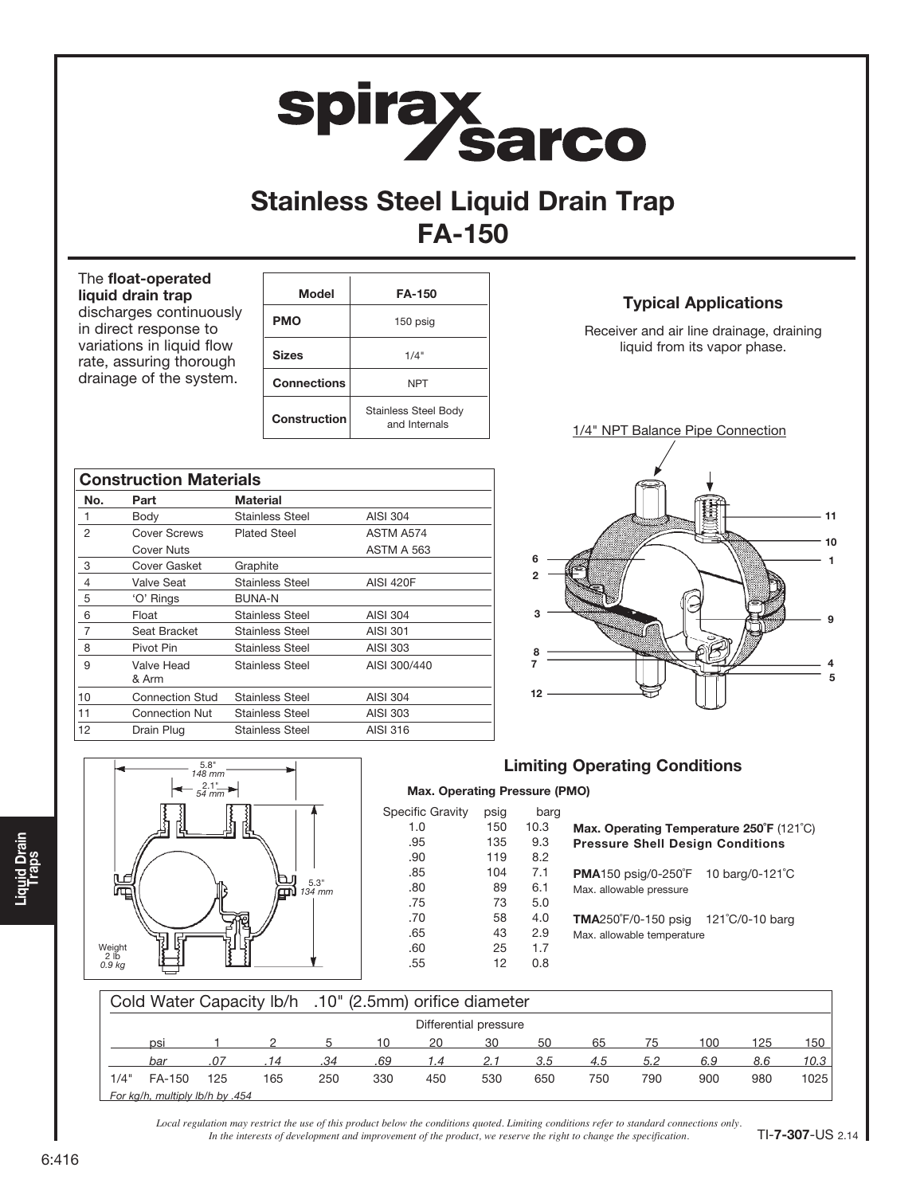# Stainless Steel Liquid Drain Trap
# FA-150

The **float-operated liquid drain trap** discharges continuously in direct response to variations in liquid flow rate, assuring thorough drainage of the system.

| Model | FA-150 |
|---|---|
| **PMO** | 150 psig |
| **Sizes** | 1/4" |
| **Connections** | NPT |
| **Construction** | Stainless Steel Body and Internals |

### Typical Applications

Receiver and air line drainage, draining liquid from its vapor phase.

1/4" NPT Balance Pipe Connection

### Construction Materials

| No. | Part | Material | |
|---|---|---|---|
| 1 | Body | Stainless Steel | AISI 304 |
| 2 | Cover Screws | Plated Steel | ASTM A574 |
| | Cover Nuts | | ASTM A 563 |
| 3 | Cover Gasket | Graphite | |
| 4 | Valve Seat | Stainless Steel | AISI 420F |
| 5 | 'O' Rings | BUNA-N | |
| 6 | Float | Stainless Steel | AISI 304 |
| 7 | Seat Bracket | Stainless Steel | AISI 301 |
| 8 | Pivot Pin | Stainless Steel | AISI 303 |
| 9 | Valve Head & Arm | Stainless Steel | AISI 300/440 |
| 10 | Connection Stud | Stainless Steel | AISI 304 |
| 11 | Connection Nut | Stainless Steel | AISI 303 |
| 12 | Drain Plug | Stainless Steel | AISI 316 |

5.8" *148 mm*
2.1" *54 mm*
5.3" *134 mm*
Weight 2 lb *0.9 kg*

### Limiting Operating Conditions

**Max. Operating Pressure (PMO)**

| Specific Gravity | psig | barg |
|---|---|---|
| 1.0 | 150 | 10.3 |
| .95 | 135 | 9.3 |
| .90 | 119 | 8.2 |
| .85 | 104 | 7.1 |
| .80 | 89 | 6.1 |
| .75 | 73 | 5.0 |
| .70 | 58 | 4.0 |
| .65 | 43 | 2.9 |
| .60 | 25 | 1.7 |
| .55 | 12 | 0.8 |

**Max. Operating Temperature 250˚F** (121˚C)
**Pressure Shell Design Conditions**

**PMA** 150 psig/0-250˚F 10 barg/0-121˚C
Max. allowable pressure

**TMA** 250˚F/0-150 psig 121˚C/0-10 barg
Max. allowable temperature

### Cold Water Capacity lb/h .10" (2.5mm) orifice diameter

| | | Differential pressure | | | | | | | | | | | |
|---|---|---|---|---|---|---|---|---|---|---|---|---|---|
| | psi | 1 | 2 | 5 | 10 | 20 | 30 | 50 | 65 | 75 | 100 | 125 | 150 |
| | *bar* | *.07* | *.14* | *.34* | *.69* | *1.4* | *2.1* | *3.5* | *4.5* | *5.2* | *6.9* | *8.6* | *10.3* |
| 1/4" | FA-150 | 125 | 165 | 250 | 330 | 450 | 530 | 650 | 750 | 790 | 900 | 980 | 1025 |

*For kg/h, multiply lb/h by .454*

*Local regulation may restrict the use of this product below the conditions quoted. Limiting conditions refer to standard connections only. In the interests of development and improvement of the product, we reserve the right to change the specification.*

TI-**7-307**-US 2.14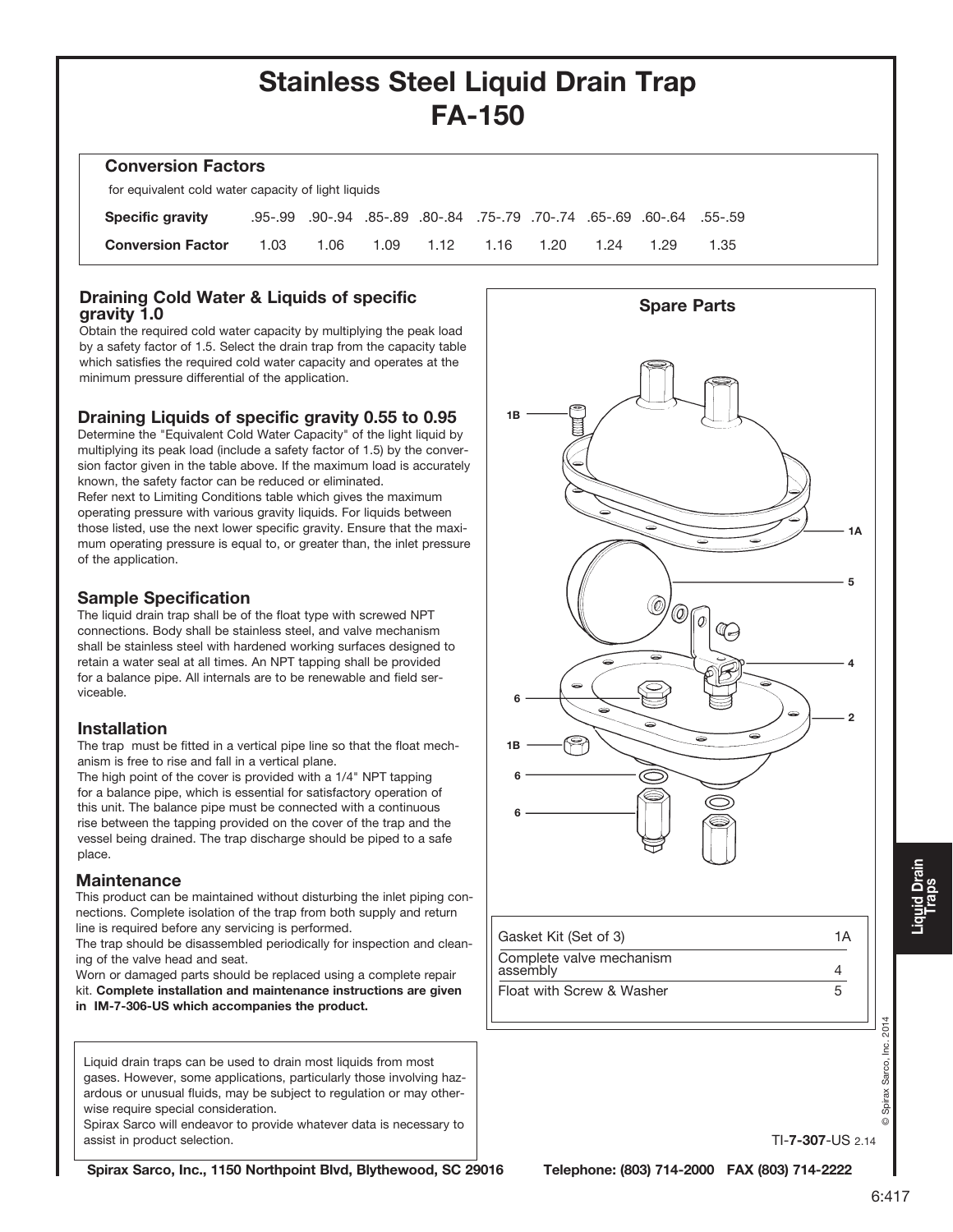# Stainless Steel Liquid Drain Trap
# FA-150

## Conversion Factors

for equivalent cold water capacity of light liquids

| | | | | | | | | | |
|---|---|---|---|---|---|---|---|---|---|
| **Specific gravity** | .95-.99 | .90-.94 | .85-.89 | .80-.84 | .75-.79 | .70-.74 | .65-.69 | .60-.64 | .55-.59 |
| **Conversion Factor** | 1.03 | 1.06 | 1.09 | 1.12 | 1.16 | 1.20 | 1.24 | 1.29 | 1.35 |

### Draining Cold Water & Liquids of specific gravity 1.0

Obtain the required cold water capacity by multiplying the peak load by a safety factor of 1.5. Select the drain trap from the capacity table which satisfies the required cold water capacity and operates at the minimum pressure differential of the application.

### Draining Liquids of specific gravity 0.55 to 0.95

Determine the "Equivalent Cold Water Capacity" of the light liquid by multiplying its peak load (include a safety factor of 1.5) by the conversion factor given in the table above. If the maximum load is accurately known, the safety factor can be reduced or eliminated.
Refer next to Limiting Conditions table which gives the maximum operating pressure with various gravity liquids. For liquids between those listed, use the next lower specific gravity. Ensure that the maximum operating pressure is equal to, or greater than, the inlet pressure of the application.

### Sample Specification

The liquid drain trap shall be of the float type with screwed NPT connections. Body shall be stainless steel, and valve mechanism shall be stainless steel with hardened working surfaces designed to retain a water seal at all times. An NPT tapping shall be provided for a balance pipe. All internals are to be renewable and field serviceable.

### Installation

The trap must be fitted in a vertical pipe line so that the float mechanism is free to rise and fall in a vertical plane.
The high point of the cover is provided with a 1/4" NPT tapping for a balance pipe, which is essential for satisfactory operation of this unit. The balance pipe must be connected with a continuous rise between the tapping provided on the cover of the trap and the vessel being drained. The trap discharge should be piped to a safe place.

### Maintenance

This product can be maintained without disturbing the inlet piping connections. Complete isolation of the trap from both supply and return line is required before any servicing is performed.
The trap should be disassembled periodically for inspection and cleaning of the valve head and seat.
Worn or damaged parts should be replaced using a complete repair kit. **Complete installation and maintenance instructions are given in IM-7-306-US which accompanies the product.**

Liquid drain traps can be used to drain most liquids from most gases. However, some applications, particularly those involving hazardous or unusual fluids, may be subject to regulation or may otherwise require special consideration.
Spirax Sarco will endeavor to provide whatever data is necessary to assist in product selection.

### Spare Parts

1B
1A
5
4
6
2
1B
6
6

| | |
|---|---|
| Gasket Kit (Set of 3) | 1A |
| Complete valve mechanism assembly | 4 |
| Float with Screw & Washer | 5 |

Liquid Drain Traps

© Spirax Sarco, Inc. 2014

TI-**7-307**-US 2.14

**Spirax Sarco, Inc., 1150 Northpoint Blvd, Blythewood, SC 29016    Telephone: (803) 714-2000  FAX (803) 714-2222**